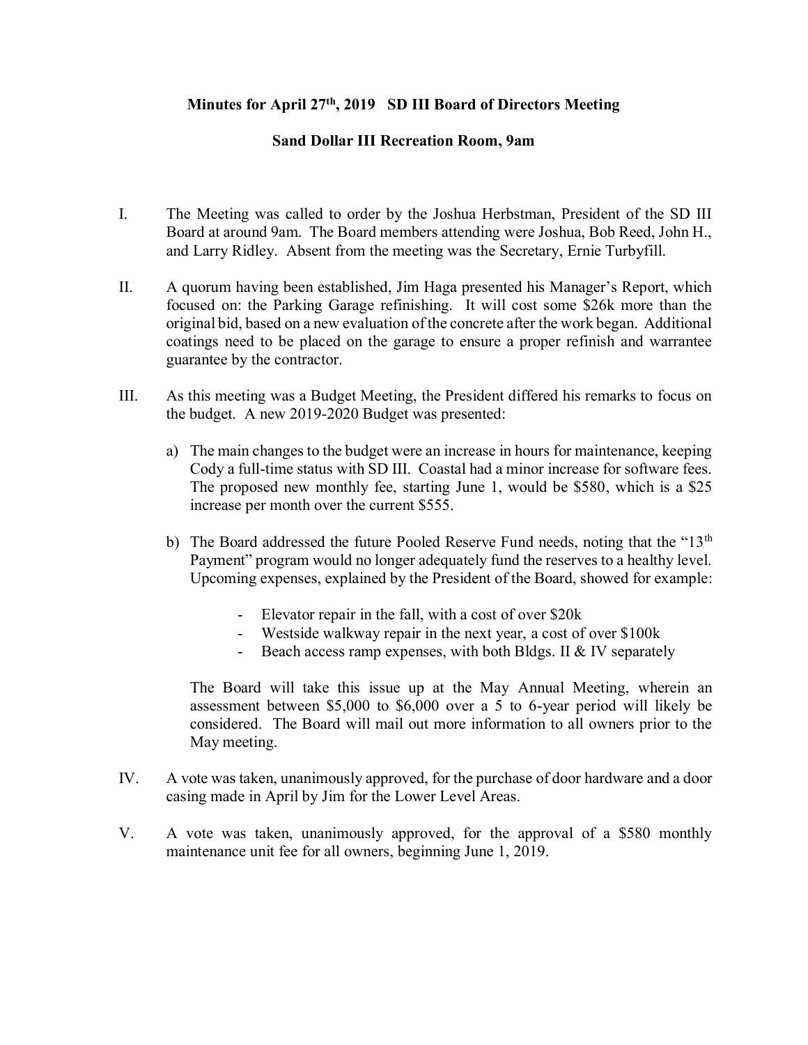**Minutes for April 27th, 2019 SD III Board of Directors Meeting**

**Sand Dollar III Recreation Room, 9am**

I. The Meeting was called to order by the Joshua Herbstman, President of the SD III Board at around 9am. The Board members attending were Joshua, Bob Reed, John H., and Larry Ridley. Absent from the meeting was the Secretary, Ernie Turbyfill.

II. A quorum having been established, Jim Haga presented his Manager's Report, which focused on: the Parking Garage refinishing. It will cost some $26k more than the original bid, based on a new evaluation of the concrete after the work began. Additional coatings need to be placed on the garage to ensure a proper refinish and warrantee guarantee by the contractor.

III. As this meeting was a Budget Meeting, the President differed his remarks to focus on the budget. A new 2019-2020 Budget was presented:

   a) The main changes to the budget were an increase in hours for maintenance, keeping Cody a full-time status with SD III. Coastal had a minor increase for software fees. The proposed new monthly fee, starting June 1, would be $580, which is a $25 increase per month over the current $555.

   b) The Board addressed the future Pooled Reserve Fund needs, noting that the "13th Payment" program would no longer adequately fund the reserves to a healthy level. Upcoming expenses, explained by the President of the Board, showed for example:

      - Elevator repair in the fall, with a cost of over $20k
      - Westside walkway repair in the next year, a cost of over $100k
      - Beach access ramp expenses, with both Bldgs. II & IV separately

   The Board will take this issue up at the May Annual Meeting, wherein an assessment between $5,000 to $6,000 over a 5 to 6-year period will likely be considered. The Board will mail out more information to all owners prior to the May meeting.

IV. A vote was taken, unanimously approved, for the purchase of door hardware and a door casing made in April by Jim for the Lower Level Areas.

V. A vote was taken, unanimously approved, for the approval of a $580 monthly maintenance unit fee for all owners, beginning June 1, 2019.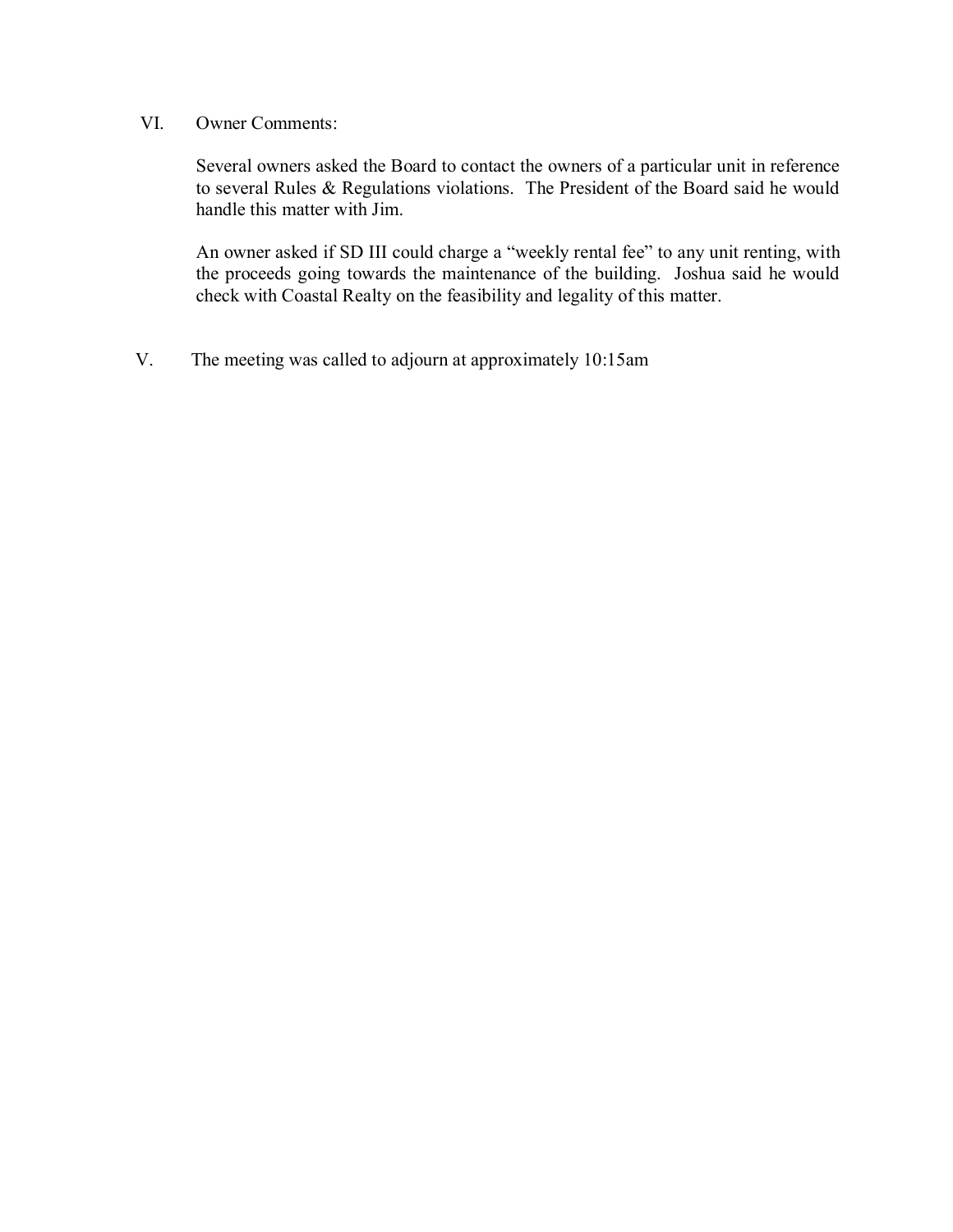VI. Owner Comments:

Several owners asked the Board to contact the owners of a particular unit in reference to several Rules & Regulations violations. The President of the Board said he would handle this matter with Jim.

An owner asked if SD III could charge a "weekly rental fee" to any unit renting, with the proceeds going towards the maintenance of the building. Joshua said he would check with Coastal Realty on the feasibility and legality of this matter.

V. The meeting was called to adjourn at approximately 10:15am